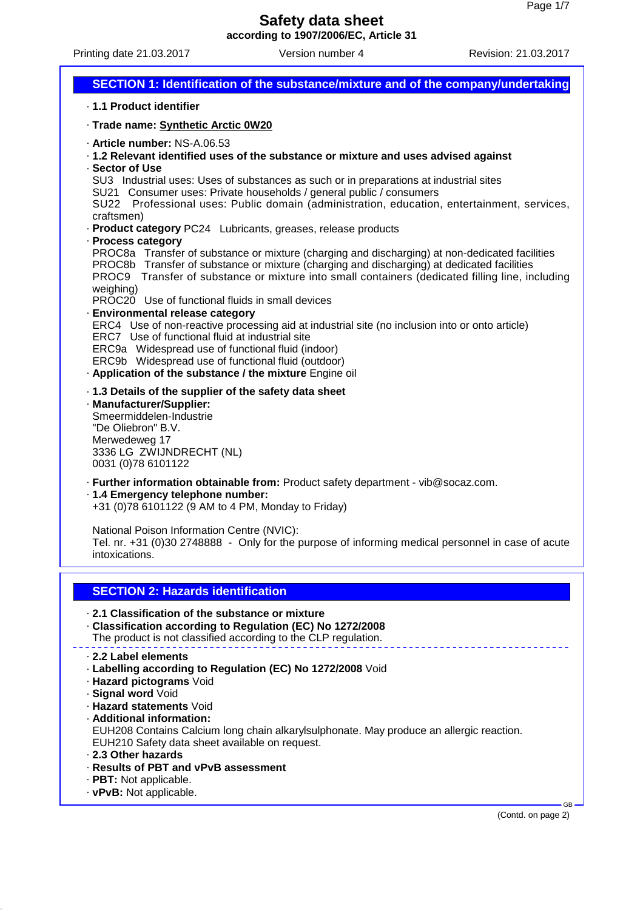# Safety data sheet

**according to 1907/2006/EC, Article 31**

Printing date 21.03.2017 Version number 4 Revision: 21.03.2017

## SECTION 1: Identification of the substance/mixture and of the company/undertaking

· **1.1 Product identifier**

· **Trade name: Synthetic Arctic 0W20**

· **Article number:** NS-A.06.53

· **1.2 Relevant identified uses of the substance or mixture and uses advised against**

· **Sector of Use**

SU3 Industrial uses: Uses of substances as such or in preparations at industrial sites
SU21 Consumer uses: Private households / general public / consumers
SU22 Professional uses: Public domain (administration, education, entertainment, services, craftsmen)

· **Product category** PC24 Lubricants, greases, release products

· **Process category**

PROC8a Transfer of substance or mixture (charging and discharging) at non-dedicated facilities
PROC8b Transfer of substance or mixture (charging and discharging) at dedicated facilities
PROC9 Transfer of substance or mixture into small containers (dedicated filling line, including weighing)
PROC20 Use of functional fluids in small devices

· **Environmental release category**

ERC4 Use of non-reactive processing aid at industrial site (no inclusion into or onto article)
ERC7 Use of functional fluid at industrial site
ERC9a Widespread use of functional fluid (indoor)
ERC9b Widespread use of functional fluid (outdoor)

· **Application of the substance / the mixture** Engine oil

· **1.3 Details of the supplier of the safety data sheet**

· **Manufacturer/Supplier:**

Smeermiddelen-Industrie
"De Oliebron" B.V.
Merwedeweg 17
3336 LG ZWIJNDRECHT (NL)
0031 (0)78 6101122

· **Further information obtainable from:** Product safety department - vib@socaz.com.

· **1.4 Emergency telephone number:**

+31 (0)78 6101122 (9 AM to 4 PM, Monday to Friday)

National Poison Information Centre (NVIC):
Tel. nr. +31 (0)30 2748888 - Only for the purpose of informing medical personnel in case of acute intoxications.

## SECTION 2: Hazards identification

· **2.1 Classification of the substance or mixture**

· **Classification according to Regulation (EC) No 1272/2008**

The product is not classified according to the CLP regulation.

· **2.2 Label elements**

· **Labelling according to Regulation (EC) No 1272/2008** Void

· **Hazard pictograms** Void

· **Signal word** Void

· **Hazard statements** Void

· **Additional information:**

EUH208 Contains Calcium long chain alkarylsulphonate. May produce an allergic reaction.
EUH210 Safety data sheet available on request.

· **2.3 Other hazards**

· **Results of PBT and vPvB assessment**

· **PBT:** Not applicable.

· **vPvB:** Not applicable.

(Contd. on page 2)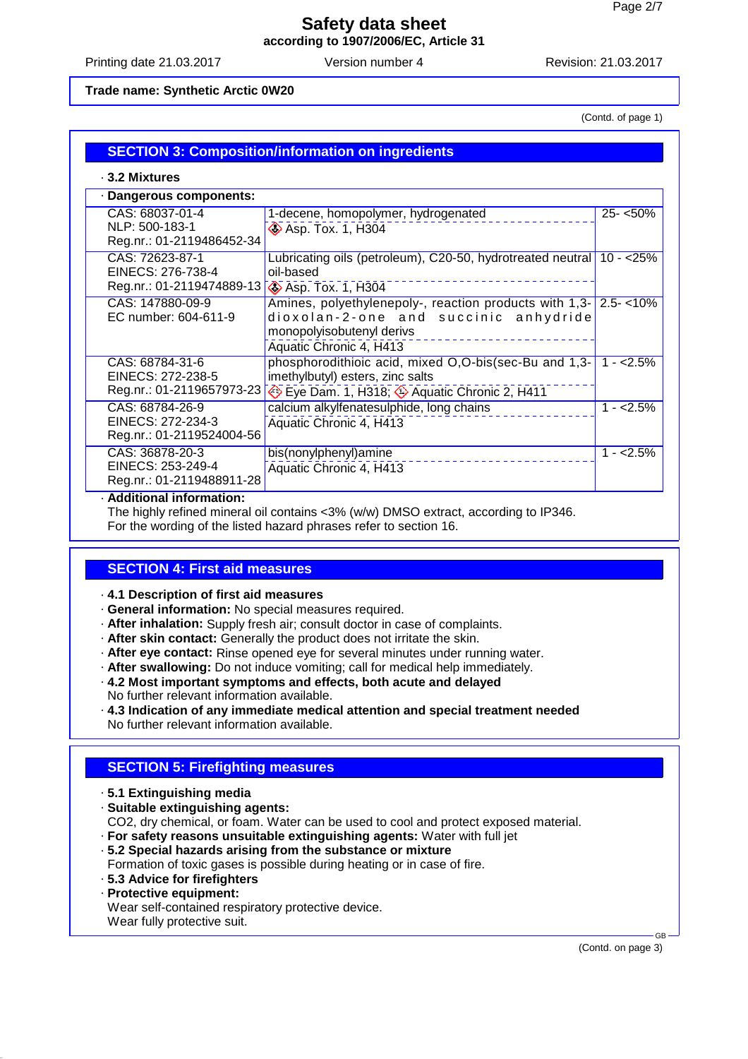**Safety data sheet**
**according to 1907/2006/EC, Article 31**

Printing date 21.03.2017 Version number 4 Revision: 21.03.2017

**Trade name: Synthetic Arctic 0W20**

(Contd. of page 1)

## SECTION 3: Composition/information on ingredients

· **3.2 Mixtures**

· **Dangerous components:**

| Identifiers | Name / Classification | Concentration |
|---|---|---|
| CAS: 68037-01-4<br>NLP: 500-183-1<br>Reg.nr.: 01-2119486452-34 | 1-decene, homopolymer, hydrogenated<br>Asp. Tox. 1, H304 | 25- <50% |
| CAS: 72623-87-1<br>EINECS: 276-738-4<br>Reg.nr.: 01-2119474889-13 | Lubricating oils (petroleum), C20-50, hydrotreated neutral oil-based<br>Asp. Tox. 1, H304 | 10 - <25% |
| CAS: 147880-09-9<br>EC number: 604-611-9 | Amines, polyethylenepoly-, reaction products with 1,3-dioxolan-2-one and succinic anhydride monopolyisobutenyl derivs<br>Aquatic Chronic 4, H413 | 2.5- <10% |
| CAS: 68784-31-6<br>EINECS: 272-238-5<br>Reg.nr.: 01-2119657973-23 | phosphorodithioic acid, mixed O,O-bis(sec-Bu and 1,3-imethylbutyl) esters, zinc salts<br>Eye Dam. 1, H318; Aquatic Chronic 2, H411 | 1 - <2.5% |
| CAS: 68784-26-9<br>EINECS: 272-234-3<br>Reg.nr.: 01-2119524004-56 | calcium alkylfenatesulphide, long chains<br>Aquatic Chronic 4, H413 | 1 - <2.5% |
| CAS: 36878-20-3<br>EINECS: 253-249-4<br>Reg.nr.: 01-2119488911-28 | bis(nonylphenyl)amine<br>Aquatic Chronic 4, H413 | 1 - <2.5% |

· **Additional information:**
The highly refined mineral oil contains <3% (w/w) DMSO extract, according to IP346.
For the wording of the listed hazard phrases refer to section 16.

## SECTION 4: First aid measures

· **4.1 Description of first aid measures**
· **General information:** No special measures required.
· **After inhalation:** Supply fresh air; consult doctor in case of complaints.
· **After skin contact:** Generally the product does not irritate the skin.
· **After eye contact:** Rinse opened eye for several minutes under running water.
· **After swallowing:** Do not induce vomiting; call for medical help immediately.
· **4.2 Most important symptoms and effects, both acute and delayed**
No further relevant information available.
· **4.3 Indication of any immediate medical attention and special treatment needed**
No further relevant information available.

## SECTION 5: Firefighting measures

· **5.1 Extinguishing media**
· **Suitable extinguishing agents:**
CO2, dry chemical, or foam. Water can be used to cool and protect exposed material.
· **For safety reasons unsuitable extinguishing agents:** Water with full jet
· **5.2 Special hazards arising from the substance or mixture**
Formation of toxic gases is possible during heating or in case of fire.
· **5.3 Advice for firefighters**
· **Protective equipment:**
Wear self-contained respiratory protective device.
Wear fully protective suit.

(Contd. on page 3)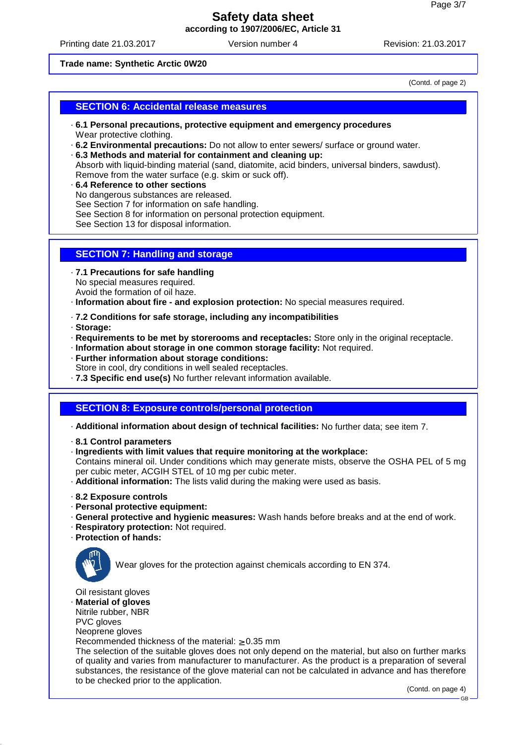Trade name: Synthetic Arctic 0W20

(Contd. of page 2)

## SECTION 6: Accidental release measures

- **6.1 Personal precautions, protective equipment and emergency procedures**
  Wear protective clothing.
- **6.2 Environmental precautions:** Do not allow to enter sewers/ surface or ground water.
- **6.3 Methods and material for containment and cleaning up:**
  Absorb with liquid-binding material (sand, diatomite, acid binders, universal binders, sawdust).
  Remove from the water surface (e.g. skim or suck off).
- **6.4 Reference to other sections**
  No dangerous substances are released.
  See Section 7 for information on safe handling.
  See Section 8 for information on personal protection equipment.
  See Section 13 for disposal information.

## SECTION 7: Handling and storage

- **7.1 Precautions for safe handling**
  No special measures required.
  Avoid the formation of oil haze.
- **Information about fire - and explosion protection:** No special measures required.
- **7.2 Conditions for safe storage, including any incompatibilities**
- **Storage:**
- **Requirements to be met by storerooms and receptacles:** Store only in the original receptacle.
- **Information about storage in one common storage facility:** Not required.
- **Further information about storage conditions:**
  Store in cool, dry conditions in well sealed receptacles.
- **7.3 Specific end use(s)** No further relevant information available.

## SECTION 8: Exposure controls/personal protection

- **Additional information about design of technical facilities:** No further data; see item 7.
- **8.1 Control parameters**
- **Ingredients with limit values that require monitoring at the workplace:**
  Contains mineral oil. Under conditions which may generate mists, observe the OSHA PEL of 5 mg per cubic meter, ACGIH STEL of 10 mg per cubic meter.
- **Additional information:** The lists valid during the making were used as basis.
- **8.2 Exposure controls**
- **Personal protective equipment:**
- **General protective and hygienic measures:** Wash hands before breaks and at the end of work.
- **Respiratory protection:** Not required.
- **Protection of hands:**

  Wear gloves for the protection against chemicals according to EN 374.

  Oil resistant gloves
- **Material of gloves**
  Nitrile rubber, NBR
  PVC gloves
  Neoprene gloves
  Recommended thickness of the material: $\geq$ 0.35 mm
  The selection of the suitable gloves does not only depend on the material, but also on further marks of quality and varies from manufacturer to manufacturer. As the product is a preparation of several substances, the resistance of the glove material can not be calculated in advance and has therefore to be checked prior to the application.

(Contd. on page 4)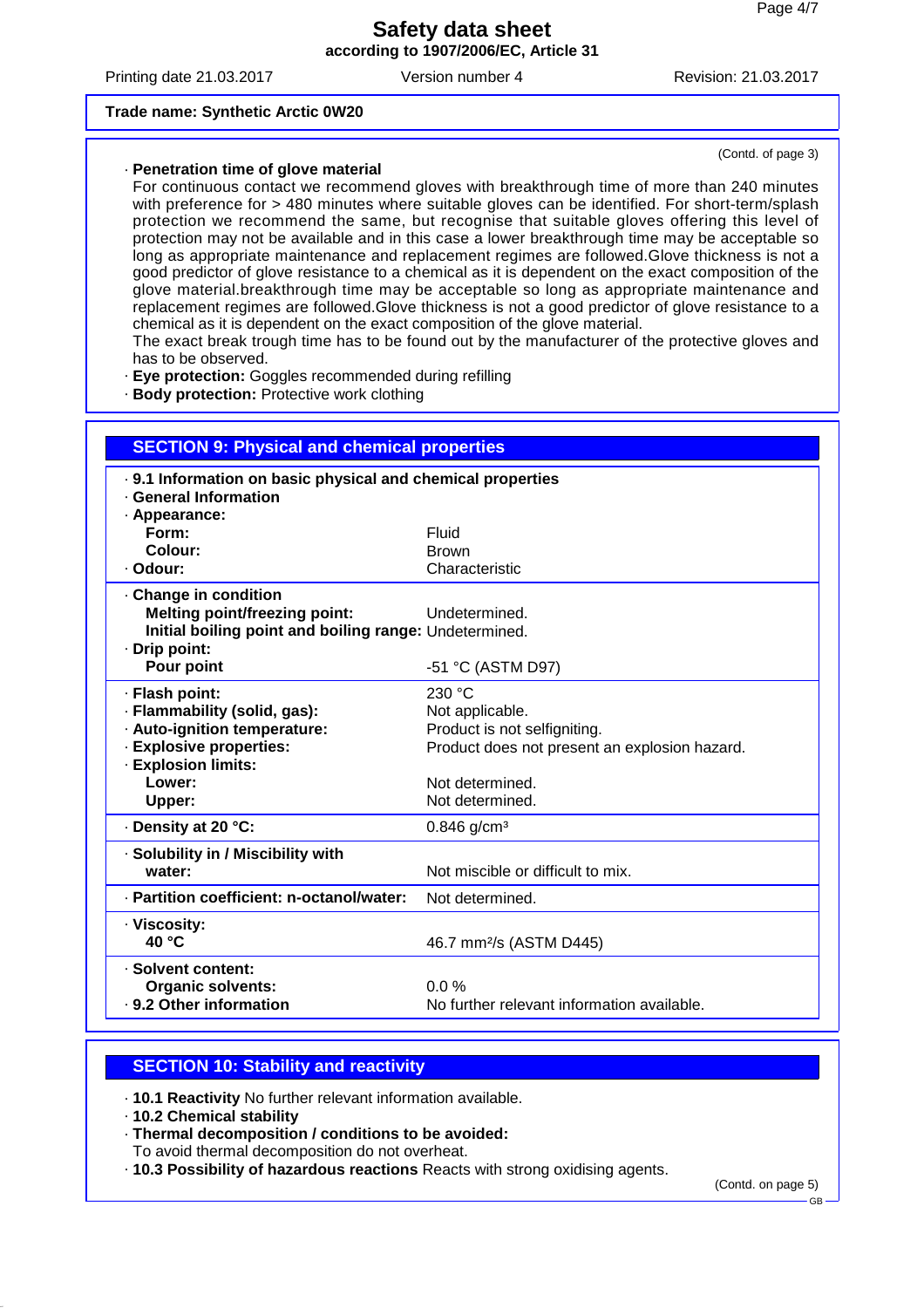**Trade name: Synthetic Arctic 0W20**

(Contd. of page 3)

· **Penetration time of glove material**

For continuous contact we recommend gloves with breakthrough time of more than 240 minutes with preference for > 480 minutes where suitable gloves can be identified. For short-term/splash protection we recommend the same, but recognise that suitable gloves offering this level of protection may not be available and in this case a lower breakthrough time may be acceptable so long as appropriate maintenance and replacement regimes are followed.Glove thickness is not a good predictor of glove resistance to a chemical as it is dependent on the exact composition of the glove material.breakthrough time may be acceptable so long as appropriate maintenance and replacement regimes are followed.Glove thickness is not a good predictor of glove resistance to a chemical as it is dependent on the exact composition of the glove material.

The exact break trough time has to be found out by the manufacturer of the protective gloves and has to be observed.

· **Eye protection:** Goggles recommended during refilling

· **Body protection:** Protective work clothing

## SECTION 9: Physical and chemical properties

| | |
|---|---|
| · **9.1 Information on basic physical and chemical properties** | |
| · **General Information** | |
| · **Appearance:** | |
| **Form:** | Fluid |
| **Colour:** | Brown |
| · **Odour:** | Characteristic |
| · **Change in condition** | |
| **Melting point/freezing point:** | Undetermined. |
| **Initial boiling point and boiling range:** | Undetermined. |
| · **Drip point:** | |
| **Pour point** | -51 °C (ASTM D97) |
| · **Flash point:** | 230 °C |
| · **Flammability (solid, gas):** | Not applicable. |
| · **Auto-ignition temperature:** | Product is not selfigniting. |
| · **Explosive properties:** | Product does not present an explosion hazard. |
| · **Explosion limits:** | |
| **Lower:** | Not determined. |
| **Upper:** | Not determined. |
| · **Density at 20 °C:** | 0.846 g/cm³ |
| · **Solubility in / Miscibility with water:** | Not miscible or difficult to mix. |
| · **Partition coefficient: n-octanol/water:** | Not determined. |
| · **Viscosity: 40 °C** | 46.7 mm²/s (ASTM D445) |
| · **Solvent content:** | |
| **Organic solvents:** | 0.0 % |
| · **9.2 Other information** | No further relevant information available. |

## SECTION 10: Stability and reactivity

· **10.1 Reactivity** No further relevant information available.

· **10.2 Chemical stability**

· **Thermal decomposition / conditions to be avoided:**

To avoid thermal decomposition do not overheat.

· **10.3 Possibility of hazardous reactions** Reacts with strong oxidising agents.

(Contd. on page 5)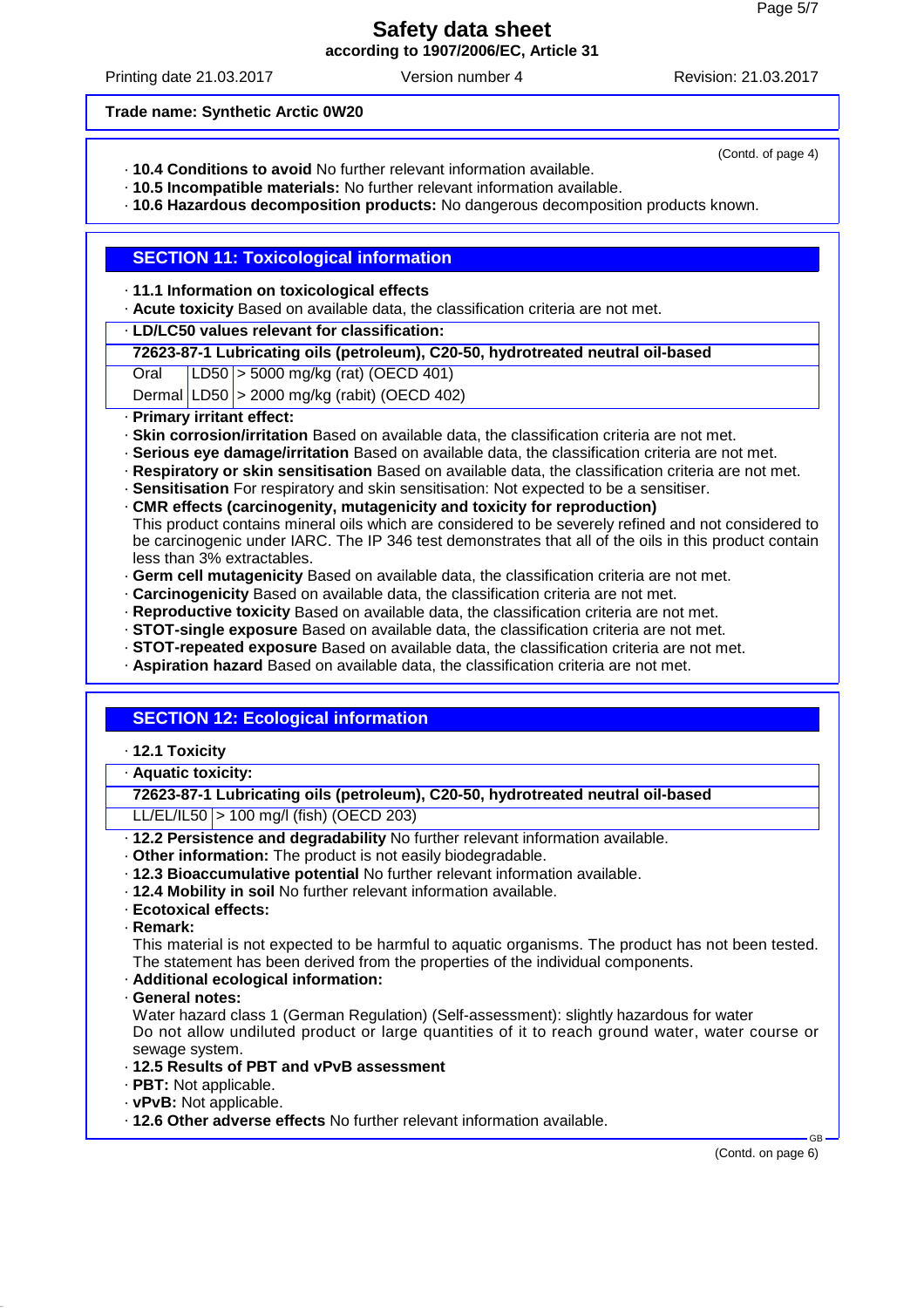(Contd. of page 4)

· **10.4 Conditions to avoid** No further relevant information available.
· **10.5 Incompatible materials:** No further relevant information available.
· **10.6 Hazardous decomposition products:** No dangerous decomposition products known.

## SECTION 11: Toxicological information

· **11.1 Information on toxicological effects**
· **Acute toxicity** Based on available data, the classification criteria are not met.

| · **LD/LC50 values relevant for classification:** | | |
|---|---|---|
| **72623-87-1 Lubricating oils (petroleum), C20-50, hydrotreated neutral oil-based** | | |
| Oral | LD50 | > 5000 mg/kg (rat) (OECD 401) |
| Dermal | LD50 | > 2000 mg/kg (rabit) (OECD 402) |

· **Primary irritant effect:**
· **Skin corrosion/irritation** Based on available data, the classification criteria are not met.
· **Serious eye damage/irritation** Based on available data, the classification criteria are not met.
· **Respiratory or skin sensitisation** Based on available data, the classification criteria are not met.
· **Sensitisation** For respiratory and skin sensitisation: Not expected to be a sensitiser.
· **CMR effects (carcinogenity, mutagenicity and toxicity for reproduction)**
This product contains mineral oils which are considered to be severely refined and not considered to be carcinogenic under IARC. The IP 346 test demonstrates that all of the oils in this product contain less than 3% extractables.
· **Germ cell mutagenicity** Based on available data, the classification criteria are not met.
· **Carcinogenicity** Based on available data, the classification criteria are not met.
· **Reproductive toxicity** Based on available data, the classification criteria are not met.
· **STOT-single exposure** Based on available data, the classification criteria are not met.
· **STOT-repeated exposure** Based on available data, the classification criteria are not met.
· **Aspiration hazard** Based on available data, the classification criteria are not met.

## SECTION 12: Ecological information

· **12.1 Toxicity**

| · **Aquatic toxicity:** | |
|---|---|
| **72623-87-1 Lubricating oils (petroleum), C20-50, hydrotreated neutral oil-based** | |
| LL/EL/IL50 | > 100 mg/l (fish) (OECD 203) |

· **12.2 Persistence and degradability** No further relevant information available.
· **Other information:** The product is not easily biodegradable.
· **12.3 Bioaccumulative potential** No further relevant information available.
· **12.4 Mobility in soil** No further relevant information available.
· **Ecotoxical effects:**
· **Remark:**
This material is not expected to be harmful to aquatic organisms. The product has not been tested. The statement has been derived from the properties of the individual components.
· **Additional ecological information:**
· **General notes:**
Water hazard class 1 (German Regulation) (Self-assessment): slightly hazardous for water
Do not allow undiluted product or large quantities of it to reach ground water, water course or sewage system.
· **12.5 Results of PBT and vPvB assessment**
· **PBT:** Not applicable.
· **vPvB:** Not applicable.
· **12.6 Other adverse effects** No further relevant information available.

(Contd. on page 6)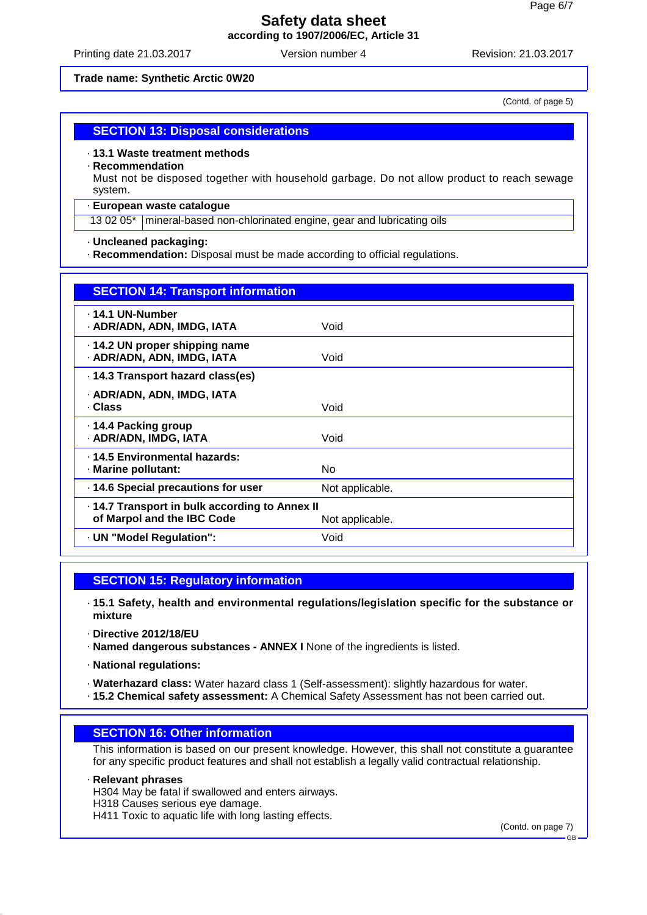**Trade name: Synthetic Arctic 0W20**

(Contd. of page 5)

## SECTION 13: Disposal considerations

· **13.1 Waste treatment methods**
· **Recommendation**
Must not be disposed together with household garbage. Do not allow product to reach sewage system.

| · **European waste catalogue** | |
|---|---|
| 13 02 05* | mineral-based non-chlorinated engine, gear and lubricating oils |

· **Uncleaned packaging:**
· **Recommendation:** Disposal must be made according to official regulations.

## SECTION 14: Transport information

| | |
|---|---|
| · **14.1 UN-Number**<br>· **ADR/ADN, ADN, IMDG, IATA** | Void |
| · **14.2 UN proper shipping name**<br>· **ADR/ADN, ADN, IMDG, IATA** | Void |
| · **14.3 Transport hazard class(es)**<br>· **ADR/ADN, ADN, IMDG, IATA**<br>· **Class** | Void |
| · **14.4 Packing group**<br>· **ADR/ADN, IMDG, IATA** | Void |
| · **14.5 Environmental hazards:**<br>· **Marine pollutant:** | No |
| · **14.6 Special precautions for user** | Not applicable. |
| · **14.7 Transport in bulk according to Annex II of Marpol and the IBC Code** | Not applicable. |
| · **UN "Model Regulation":** | Void |

## SECTION 15: Regulatory information

· **15.1 Safety, health and environmental regulations/legislation specific for the substance or mixture**

· **Directive 2012/18/EU**
· **Named dangerous substances - ANNEX I** None of the ingredients is listed.

· **National regulations:**

· **Waterhazard class:** Water hazard class 1 (Self-assessment): slightly hazardous for water.
· **15.2 Chemical safety assessment:** A Chemical Safety Assessment has not been carried out.

## SECTION 16: Other information

This information is based on our present knowledge. However, this shall not constitute a guarantee for any specific product features and shall not establish a legally valid contractual relationship.

· **Relevant phrases**
H304 May be fatal if swallowed and enters airways.
H318 Causes serious eye damage.
H411 Toxic to aquatic life with long lasting effects.

(Contd. on page 7)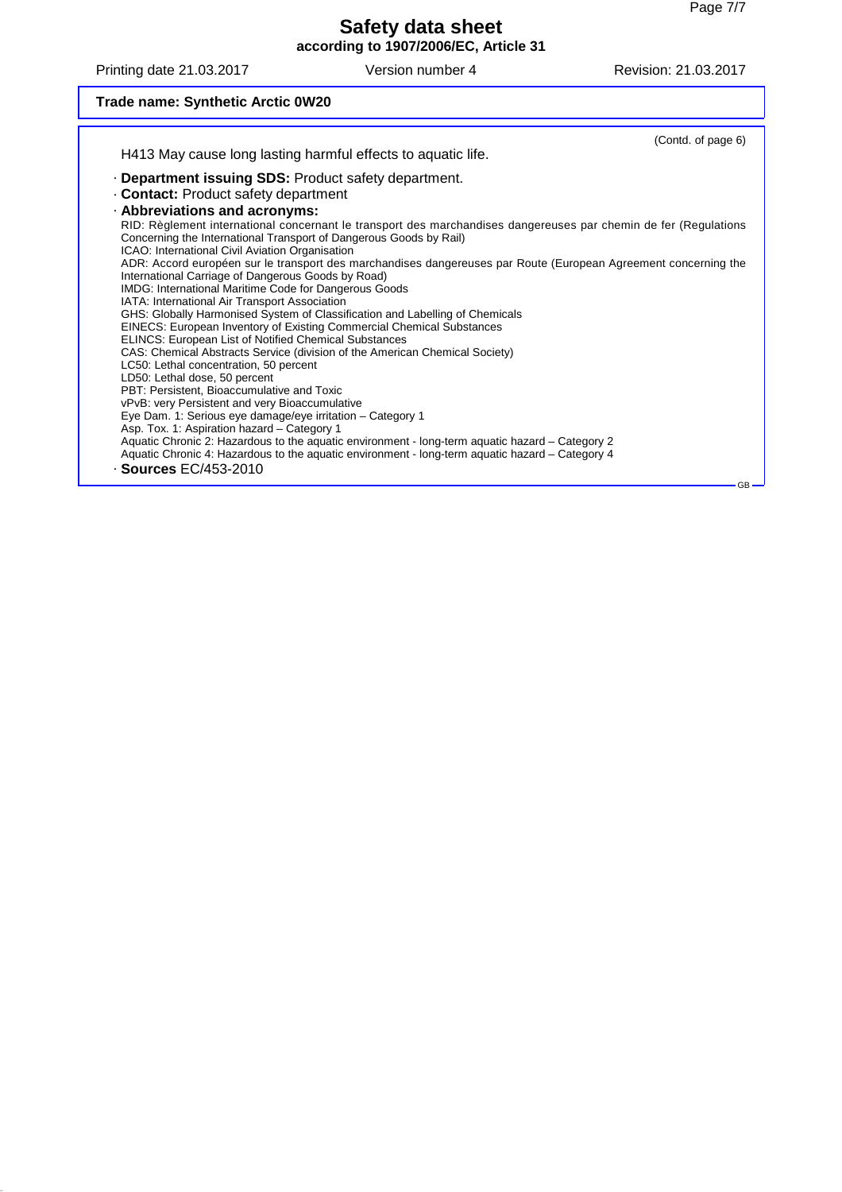**Trade name: Synthetic Arctic 0W20**

(Contd. of page 6)

H413 May cause long lasting harmful effects to aquatic life.

· **Department issuing SDS:** Product safety department.

· **Contact:** Product safety department

· **Abbreviations and acronyms:**

RID: Règlement international concernant le transport des marchandises dangereuses par chemin de fer (Regulations Concerning the International Transport of Dangerous Goods by Rail)
ICAO: International Civil Aviation Organisation
ADR: Accord européen sur le transport des marchandises dangereuses par Route (European Agreement concerning the International Carriage of Dangerous Goods by Road)
IMDG: International Maritime Code for Dangerous Goods
IATA: International Air Transport Association
GHS: Globally Harmonised System of Classification and Labelling of Chemicals
EINECS: European Inventory of Existing Commercial Chemical Substances
ELINCS: European List of Notified Chemical Substances
CAS: Chemical Abstracts Service (division of the American Chemical Society)
LC50: Lethal concentration, 50 percent
LD50: Lethal dose, 50 percent
PBT: Persistent, Bioaccumulative and Toxic
vPvB: very Persistent and very Bioaccumulative
Eye Dam. 1: Serious eye damage/eye irritation – Category 1
Asp. Tox. 1: Aspiration hazard – Category 1
Aquatic Chronic 2: Hazardous to the aquatic environment - long-term aquatic hazard – Category 2
Aquatic Chronic 4: Hazardous to the aquatic environment - long-term aquatic hazard – Category 4

· **Sources** EC/453-2010